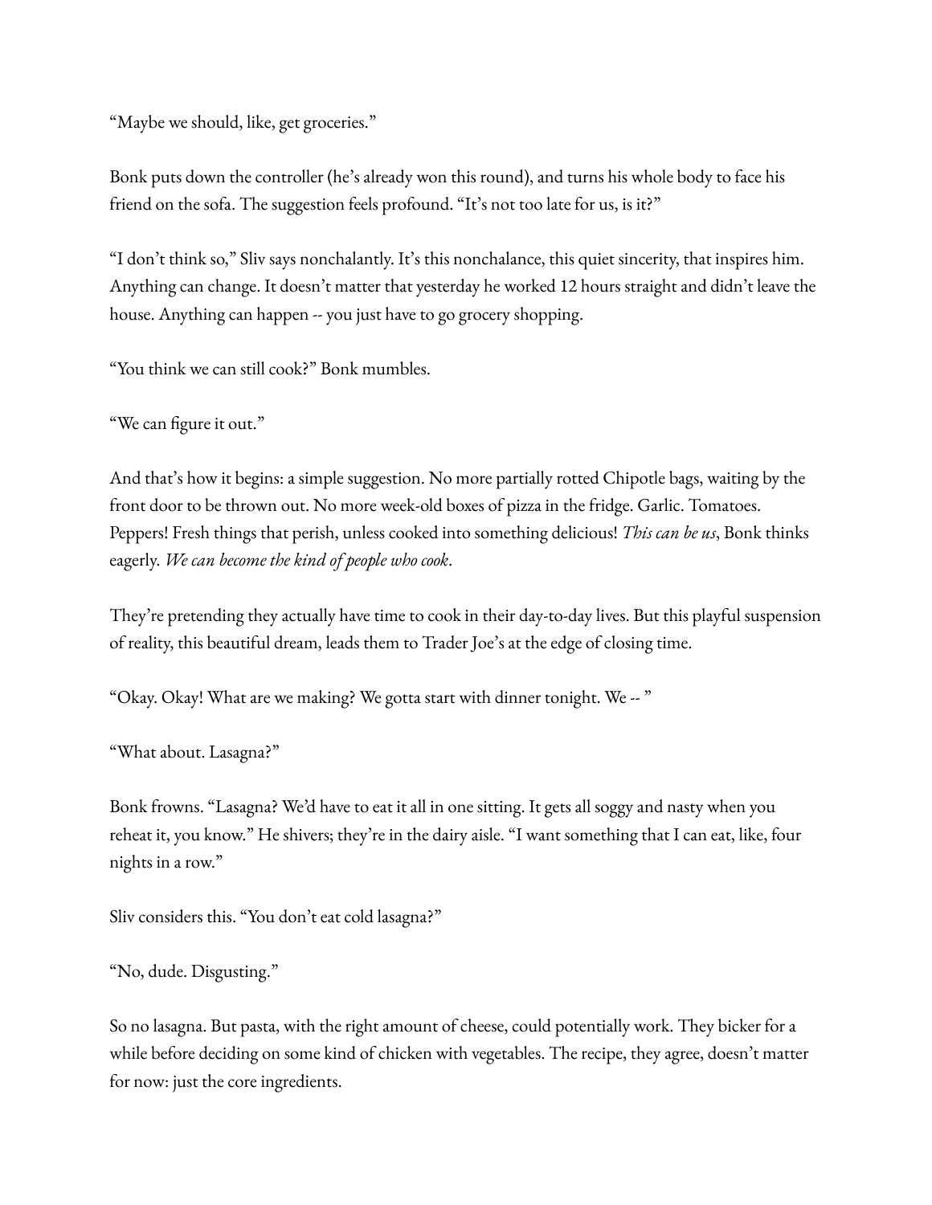"Maybe we should, like, get groceries."

Bonk puts down the controller (he's already won this round), and turns his whole body to face his friend on the sofa. The suggestion feels profound. "It's not too late for us, is it?"

"I don't think so," Sliv says nonchalantly. It's this nonchalance, this quiet sincerity, that inspires him. Anything can change. It doesn't matter that yesterday he worked 12 hours straight and didn't leave the house. Anything can happen -- you just have to go grocery shopping.

"You think we can still cook?" Bonk mumbles.

"We can figure it out."

And that's how it begins: a simple suggestion. No more partially rotted Chipotle bags, waiting by the front door to be thrown out. No more week-old boxes of pizza in the fridge. Garlic. Tomatoes. Peppers! Fresh things that perish, unless cooked into something delicious! *This can be us*, Bonk thinks eagerly. *We can become the kind of people who cook*.

They're pretending they actually have time to cook in their day-to-day lives. But this playful suspension of reality, this beautiful dream, leads them to Trader Joe's at the edge of closing time.

"Okay. Okay! What are we making? We gotta start with dinner tonight. We -- "

"What about. Lasagna?"

Bonk frowns. "Lasagna? We'd have to eat it all in one sitting. It gets all soggy and nasty when you reheat it, you know." He shivers; they're in the dairy aisle. "I want something that I can eat, like, four nights in a row."

Sliv considers this. "You don't eat cold lasagna?"

"No, dude. Disgusting."

So no lasagna. But pasta, with the right amount of cheese, could potentially work. They bicker for a while before deciding on some kind of chicken with vegetables. The recipe, they agree, doesn't matter for now: just the core ingredients.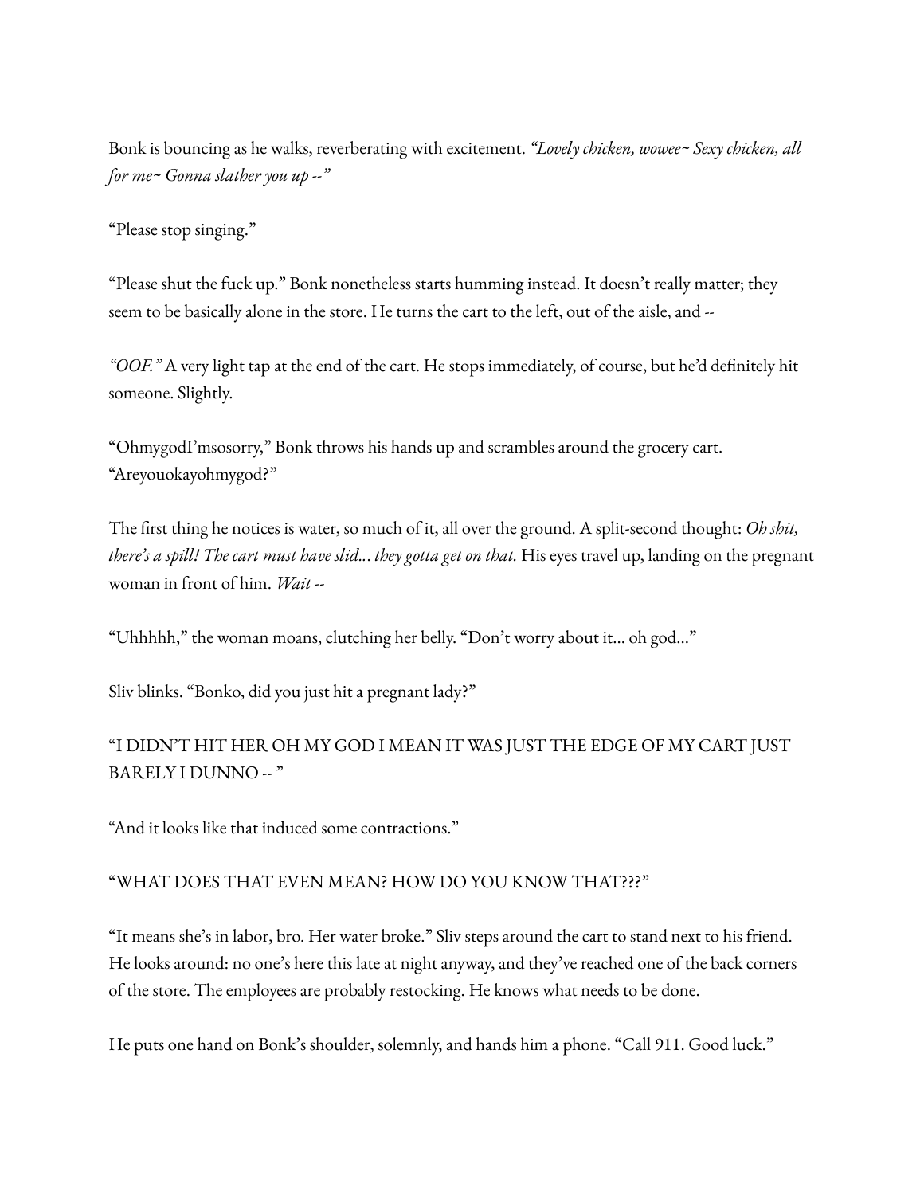Bonk is bouncing as he walks, reverberating with excitement. *"Lovely chicken, wowee~ Sexy chicken, all for me~ Gonna slather you up --"*

"Please stop singing."

"Please shut the fuck up." Bonk nonetheless starts humming instead. It doesn't really matter; they seem to be basically alone in the store. He turns the cart to the left, out of the aisle, and --

*"OOF."* A very light tap at the end of the cart. He stops immediately, of course, but he'd definitely hit someone. Slightly.

"OhmygodI'msosorry," Bonk throws his hands up and scrambles around the grocery cart. "Areyouokayohmygod?"

The first thing he notices is water, so much of it, all over the ground. A split-second thought: *Oh shit, there's a spill! The cart must have slid… they gotta get on that.* His eyes travel up, landing on the pregnant woman in front of him. *Wait --*

"Uhhhhh," the woman moans, clutching her belly. "Don't worry about it… oh god…"

Sliv blinks. "Bonko, did you just hit a pregnant lady?"

"I DIDN'T HIT HER OH MY GOD I MEAN IT WAS JUST THE EDGE OF MY CART JUST BARELY I DUNNO -- "

"And it looks like that induced some contractions."

"WHAT DOES THAT EVEN MEAN? HOW DO YOU KNOW THAT???"

"It means she's in labor, bro. Her water broke." Sliv steps around the cart to stand next to his friend. He looks around: no one's here this late at night anyway, and they've reached one of the back corners of the store. The employees are probably restocking. He knows what needs to be done.

He puts one hand on Bonk's shoulder, solemnly, and hands him a phone. "Call 911. Good luck."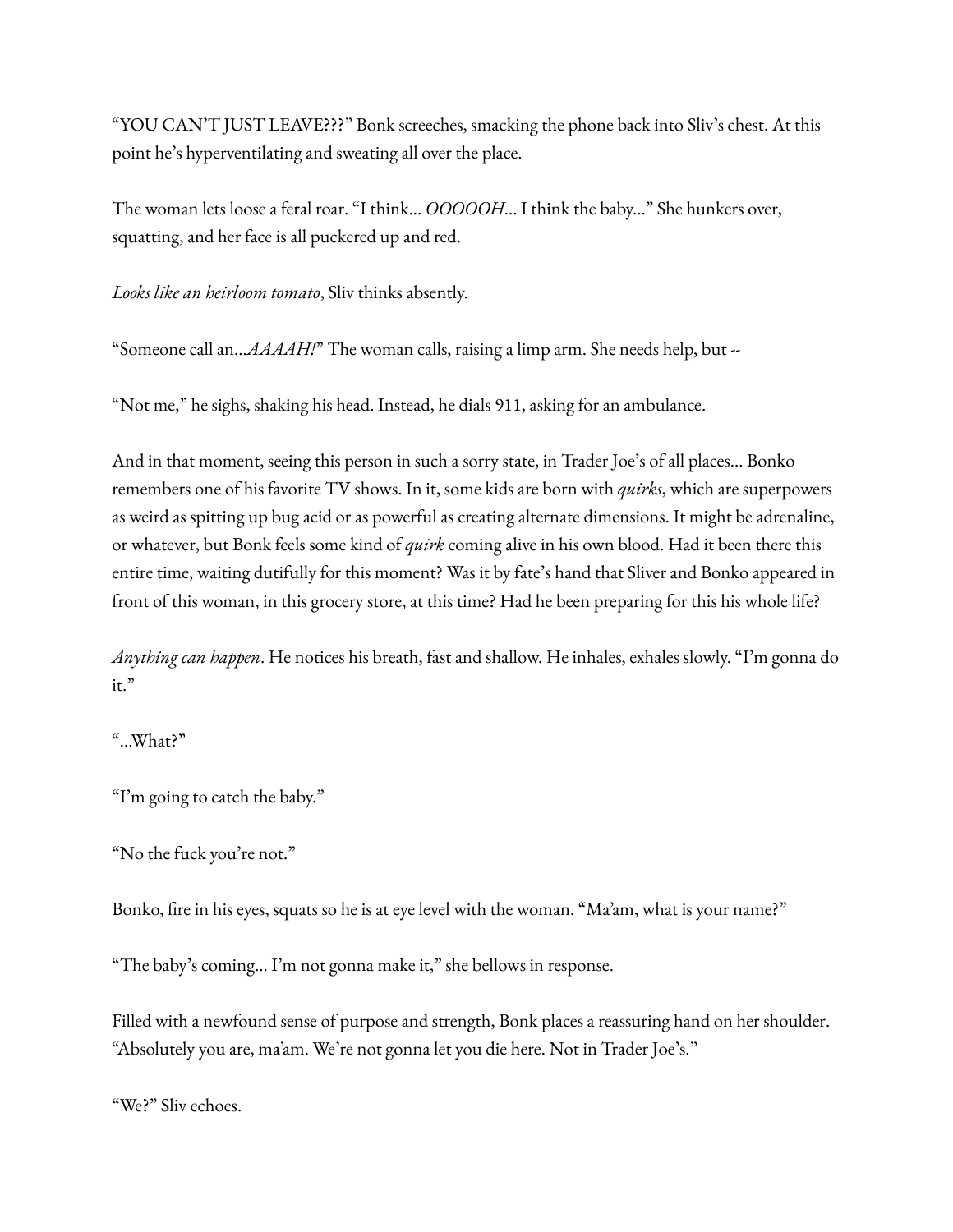"YOU CAN'T JUST LEAVE???" Bonk screeches, smacking the phone back into Sliv's chest. At this point he's hyperventilating and sweating all over the place.

The woman lets loose a feral roar. "I think... *OOOOOH*... I think the baby..." She hunkers over, squatting, and her face is all puckered up and red.

*Looks like an heirloom tomato*, Sliv thinks absently.

"Someone call an...*AAAAH!*" The woman calls, raising a limp arm. She needs help, but --

"Not me," he sighs, shaking his head. Instead, he dials 911, asking for an ambulance.

And in that moment, seeing this person in such a sorry state, in Trader Joe's of all places... Bonko remembers one of his favorite TV shows. In it, some kids are born with *quirks*, which are superpowers as weird as spitting up bug acid or as powerful as creating alternate dimensions. It might be adrenaline, or whatever, but Bonk feels some kind of *quirk* coming alive in his own blood. Had it been there this entire time, waiting dutifully for this moment? Was it by fate's hand that Sliver and Bonko appeared in front of this woman, in this grocery store, at this time? Had he been preparing for this his whole life?

*Anything can happen*. He notices his breath, fast and shallow. He inhales, exhales slowly. "I'm gonna do it."

"...What?"

"I'm going to catch the baby."

"No the fuck you're not."

Bonko, fire in his eyes, squats so he is at eye level with the woman. "Ma'am, what is your name?"

"The baby's coming... I'm not gonna make it," she bellows in response.

Filled with a newfound sense of purpose and strength, Bonk places a reassuring hand on her shoulder. "Absolutely you are, ma'am. We're not gonna let you die here. Not in Trader Joe's."

"We?" Sliv echoes.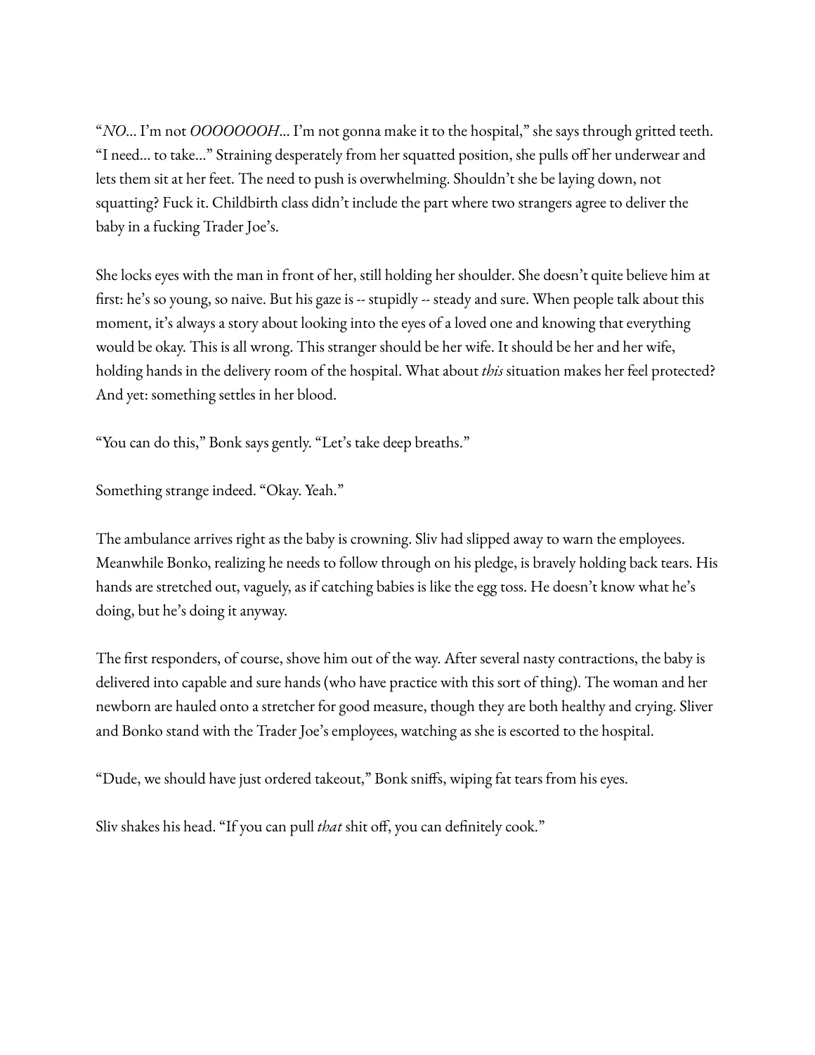"*NO*... I'm not *OOOOOOOH*... I'm not gonna make it to the hospital," she says through gritted teeth. "I need... to take..." Straining desperately from her squatted position, she pulls off her underwear and lets them sit at her feet. The need to push is overwhelming. Shouldn't she be laying down, not squatting? Fuck it. Childbirth class didn't include the part where two strangers agree to deliver the baby in a fucking Trader Joe's.

She locks eyes with the man in front of her, still holding her shoulder. She doesn't quite believe him at first: he's so young, so naive. But his gaze is -- stupidly -- steady and sure. When people talk about this moment, it's always a story about looking into the eyes of a loved one and knowing that everything would be okay. This is all wrong. This stranger should be her wife. It should be her and her wife, holding hands in the delivery room of the hospital. What about *this* situation makes her feel protected? And yet: something settles in her blood.

"You can do this," Bonk says gently. "Let's take deep breaths."

Something strange indeed. "Okay. Yeah."

The ambulance arrives right as the baby is crowning. Sliv had slipped away to warn the employees. Meanwhile Bonko, realizing he needs to follow through on his pledge, is bravely holding back tears. His hands are stretched out, vaguely, as if catching babies is like the egg toss. He doesn't know what he's doing, but he's doing it anyway.

The first responders, of course, shove him out of the way. After several nasty contractions, the baby is delivered into capable and sure hands (who have practice with this sort of thing). The woman and her newborn are hauled onto a stretcher for good measure, though they are both healthy and crying. Sliver and Bonko stand with the Trader Joe's employees, watching as she is escorted to the hospital.

"Dude, we should have just ordered takeout," Bonk sniffs, wiping fat tears from his eyes.

Sliv shakes his head. "If you can pull *that* shit off, you can definitely cook."